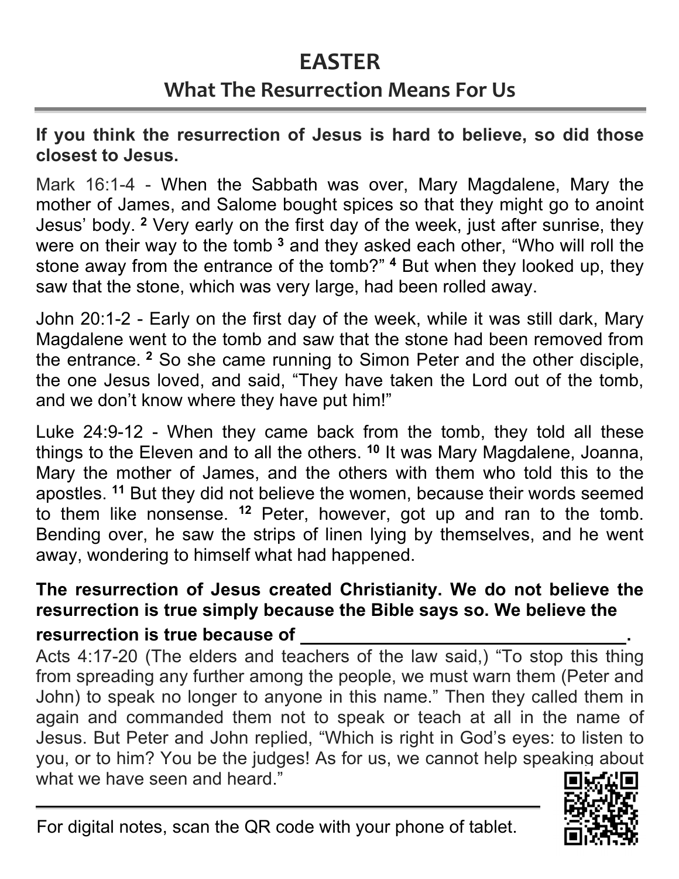# EASTER

## What The Resurrection Means For Us

**If you think the resurrection of Jesus is hard to believe, so did those closest to Jesus.**

Mark 16:1-4 - When the Sabbath was over, Mary Magdalene, Mary the mother of James, and Salome bought spices so that they might go to anoint Jesus' body. [2] Very early on the first day of the week, just after sunrise, they were on their way to the tomb [3] and they asked each other, "Who will roll the stone away from the entrance of the tomb?" [4] But when they looked up, they saw that the stone, which was very large, had been rolled away.

John 20:1-2 - Early on the first day of the week, while it was still dark, Mary Magdalene went to the tomb and saw that the stone had been removed from the entrance. [2] So she came running to Simon Peter and the other disciple, the one Jesus loved, and said, "They have taken the Lord out of the tomb, and we don't know where they have put him!"

Luke 24:9-12 - When they came back from the tomb, they told all these things to the Eleven and to all the others. [10] It was Mary Magdalene, Joanna, Mary the mother of James, and the others with them who told this to the apostles. [11] But they did not believe the women, because their words seemed to them like nonsense. [12] Peter, however, got up and ran to the tomb. Bending over, he saw the strips of linen lying by themselves, and he went away, wondering to himself what had happened.

**The resurrection of Jesus created Christianity. We do not believe the resurrection is true simply because the Bible says so. We believe the resurrection is true because of \_\_\_\_\_\_\_\_\_\_\_\_\_\_\_\_\_\_\_\_\_\_\_\_\_\_\_\_\_\_\_\_.**

Acts 4:17-20 (The elders and teachers of the law said,) "To stop this thing from spreading any further among the people, we must warn them (Peter and John) to speak no longer to anyone in this name." Then they called them in again and commanded them not to speak or teach at all in the name of Jesus. But Peter and John replied, "Which is right in God's eyes: to listen to you, or to him? You be the judges! As for us, we cannot help speaking about what we have seen and heard."

---

For digital notes, scan the QR code with your phone of tablet.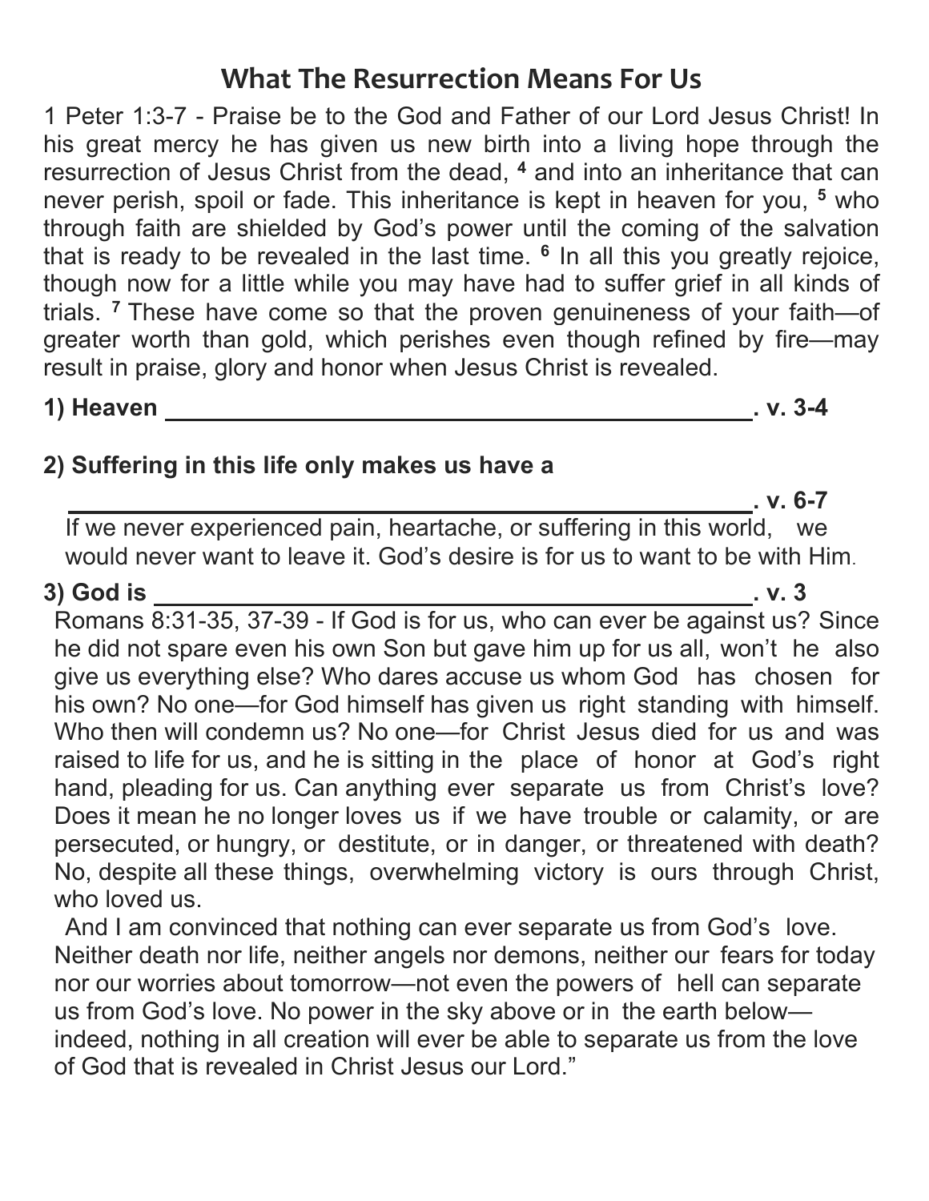# What The Resurrection Means For Us

1 Peter 1:3-7 - Praise be to the God and Father of our Lord Jesus Christ! In his great mercy he has given us new birth into a living hope through the resurrection of Jesus Christ from the dead, [4] and into an inheritance that can never perish, spoil or fade. This inheritance is kept in heaven for you, [5] who through faith are shielded by God's power until the coming of the salvation that is ready to be revealed in the last time. [6] In all this you greatly rejoice, though now for a little while you may have had to suffer grief in all kinds of trials. [7] These have come so that the proven genuineness of your faith—of greater worth than gold, which perishes even though refined by fire—may result in praise, glory and honor when Jesus Christ is revealed.

**1) Heaven \_\_\_\_\_\_\_\_\_\_\_\_\_\_\_\_\_\_\_\_\_\_\_\_\_\_\_\_\_\_\_\_\_\_\_\_\_\_\_\_\_\_\_. v. 3-4**

**2) Suffering in this life only makes us have a**

**\_\_\_\_\_\_\_\_\_\_\_\_\_\_\_\_\_\_\_\_\_\_\_\_\_\_\_\_\_\_\_\_\_\_\_\_\_\_\_\_\_\_\_\_\_\_\_\_\_. v. 6-7**

If we never experienced pain, heartache, or suffering in this world, we would never want to leave it. God's desire is for us to want to be with Him.

**3) God is \_\_\_\_\_\_\_\_\_\_\_\_\_\_\_\_\_\_\_\_\_\_\_\_\_\_\_\_\_\_\_\_\_\_\_\_\_\_\_\_\_\_\_\_. v. 3**

Romans 8:31-35, 37-39 - If God is for us, who can ever be against us? Since he did not spare even his own Son but gave him up for us all, won't he also give us everything else? Who dares accuse us whom God has chosen for his own? No one—for God himself has given us right standing with himself. Who then will condemn us? No one—for Christ Jesus died for us and was raised to life for us, and he is sitting in the place of honor at God's right hand, pleading for us. Can anything ever separate us from Christ's love? Does it mean he no longer loves us if we have trouble or calamity, or are persecuted, or hungry, or destitute, or in danger, or threatened with death? No, despite all these things, overwhelming victory is ours through Christ, who loved us.

And I am convinced that nothing can ever separate us from God's love. Neither death nor life, neither angels nor demons, neither our fears for today nor our worries about tomorrow—not even the powers of hell can separate us from God's love. No power in the sky above or in the earth below—indeed, nothing in all creation will ever be able to separate us from the love of God that is revealed in Christ Jesus our Lord."